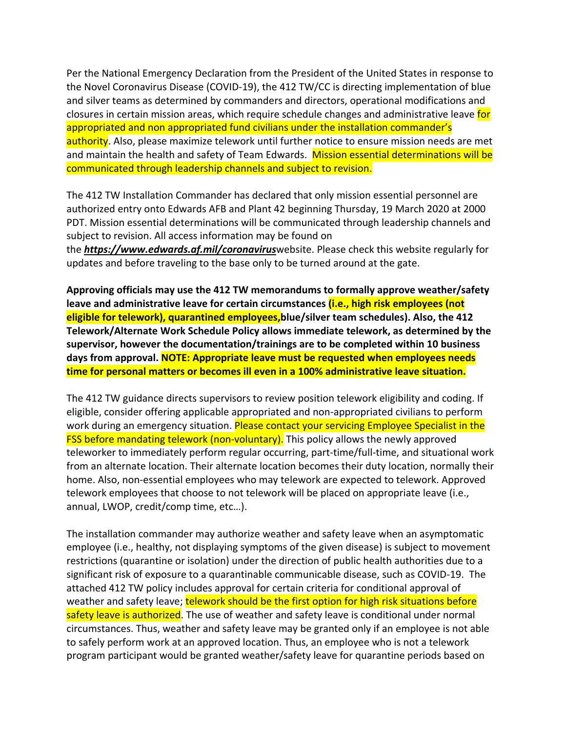Per the National Emergency Declaration from the President of the United States in response to the Novel Coronavirus Disease (COVID-19), the 412 TW/CC is directing implementation of blue and silver teams as determined by commanders and directors, operational modifications and closures in certain mission areas, which require schedule changes and administrative leave for appropriated and non appropriated fund civilians under the installation commander's authority. Also, please maximize telework until further notice to ensure mission needs are met and maintain the health and safety of Team Edwards. Mission essential determinations will be communicated through leadership channels and subject to revision.

The 412 TW Installation Commander has declared that only mission essential personnel are authorized entry onto Edwards AFB and Plant 42 beginning Thursday, 19 March 2020 at 2000 PDT. Mission essential determinations will be communicated through leadership channels and subject to revision. All access information may be found on the ***https://www.edwards.af.mil/coronavirus***website. Please check this website regularly for updates and before traveling to the base only to be turned around at the gate.

**Approving officials may use the 412 TW memorandums to formally approve weather/safety leave and administrative leave for certain circumstances (i.e., high risk employees (not eligible for telework), quarantined employees,blue/silver team schedules). Also, the 412 Telework/Alternate Work Schedule Policy allows immediate telework, as determined by the supervisor, however the documentation/trainings are to be completed within 10 business days from approval. NOTE: Appropriate leave must be requested when employees needs time for personal matters or becomes ill even in a 100% administrative leave situation.**

The 412 TW guidance directs supervisors to review position telework eligibility and coding. If eligible, consider offering applicable appropriated and non-appropriated civilians to perform work during an emergency situation. Please contact your servicing Employee Specialist in the FSS before mandating telework (non-voluntary). This policy allows the newly approved teleworker to immediately perform regular occurring, part-time/full-time, and situational work from an alternate location. Their alternate location becomes their duty location, normally their home. Also, non-essential employees who may telework are expected to telework. Approved telework employees that choose to not telework will be placed on appropriate leave (i.e., annual, LWOP, credit/comp time, etc…).

The installation commander may authorize weather and safety leave when an asymptomatic employee (i.e., healthy, not displaying symptoms of the given disease) is subject to movement restrictions (quarantine or isolation) under the direction of public health authorities due to a significant risk of exposure to a quarantinable communicable disease, such as COVID-19. The attached 412 TW policy includes approval for certain criteria for conditional approval of weather and safety leave; telework should be the first option for high risk situations before safety leave is authorized. The use of weather and safety leave is conditional under normal circumstances. Thus, weather and safety leave may be granted only if an employee is not able to safely perform work at an approved location. Thus, an employee who is not a telework program participant would be granted weather/safety leave for quarantine periods based on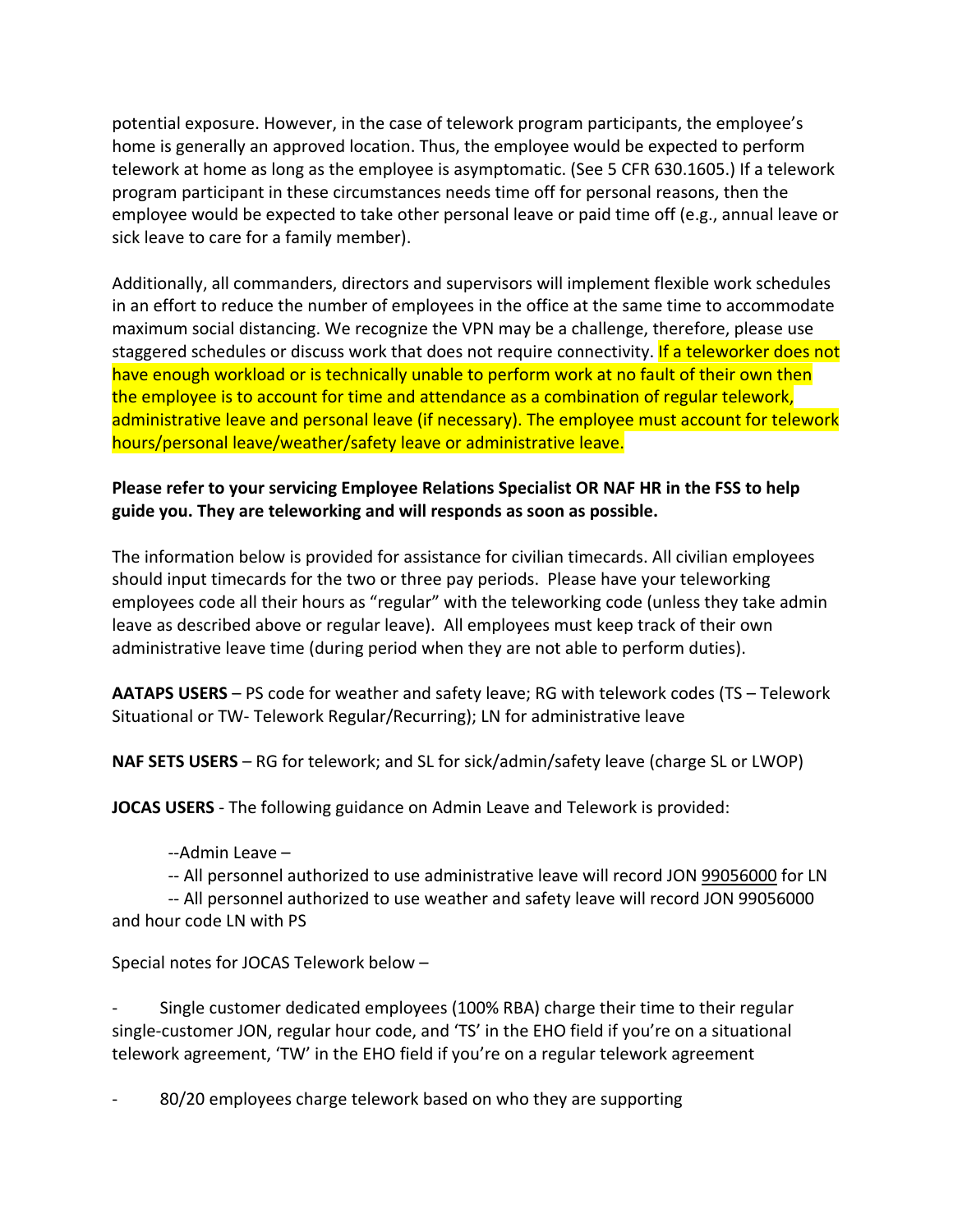potential exposure. However, in the case of telework program participants, the employee's home is generally an approved location. Thus, the employee would be expected to perform telework at home as long as the employee is asymptomatic. (See 5 CFR 630.1605.) If a telework program participant in these circumstances needs time off for personal reasons, then the employee would be expected to take other personal leave or paid time off (e.g., annual leave or sick leave to care for a family member).

Additionally, all commanders, directors and supervisors will implement flexible work schedules in an effort to reduce the number of employees in the office at the same time to accommodate maximum social distancing. We recognize the VPN may be a challenge, therefore, please use staggered schedules or discuss work that does not require connectivity. If a teleworker does not have enough workload or is technically unable to perform work at no fault of their own then the employee is to account for time and attendance as a combination of regular telework, administrative leave and personal leave (if necessary). The employee must account for telework hours/personal leave/weather/safety leave or administrative leave.

**Please refer to your servicing Employee Relations Specialist OR NAF HR in the FSS to help guide you. They are teleworking and will responds as soon as possible.**

The information below is provided for assistance for civilian timecards. All civilian employees should input timecards for the two or three pay periods. Please have your teleworking employees code all their hours as "regular" with the teleworking code (unless they take admin leave as described above or regular leave). All employees must keep track of their own administrative leave time (during period when they are not able to perform duties).

**AATAPS USERS** – PS code for weather and safety leave; RG with telework codes (TS – Telework Situational or TW- Telework Regular/Recurring); LN for administrative leave

**NAF SETS USERS** – RG for telework; and SL for sick/admin/safety leave (charge SL or LWOP)

**JOCAS USERS** - The following guidance on Admin Leave and Telework is provided:

--Admin Leave –

-- All personnel authorized to use administrative leave will record JON 99056000 for LN

-- All personnel authorized to use weather and safety leave will record JON 99056000 and hour code LN with PS

Special notes for JOCAS Telework below –

- Single customer dedicated employees (100% RBA) charge their time to their regular single-customer JON, regular hour code, and 'TS' in the EHO field if you're on a situational telework agreement, 'TW' in the EHO field if you're on a regular telework agreement

- 80/20 employees charge telework based on who they are supporting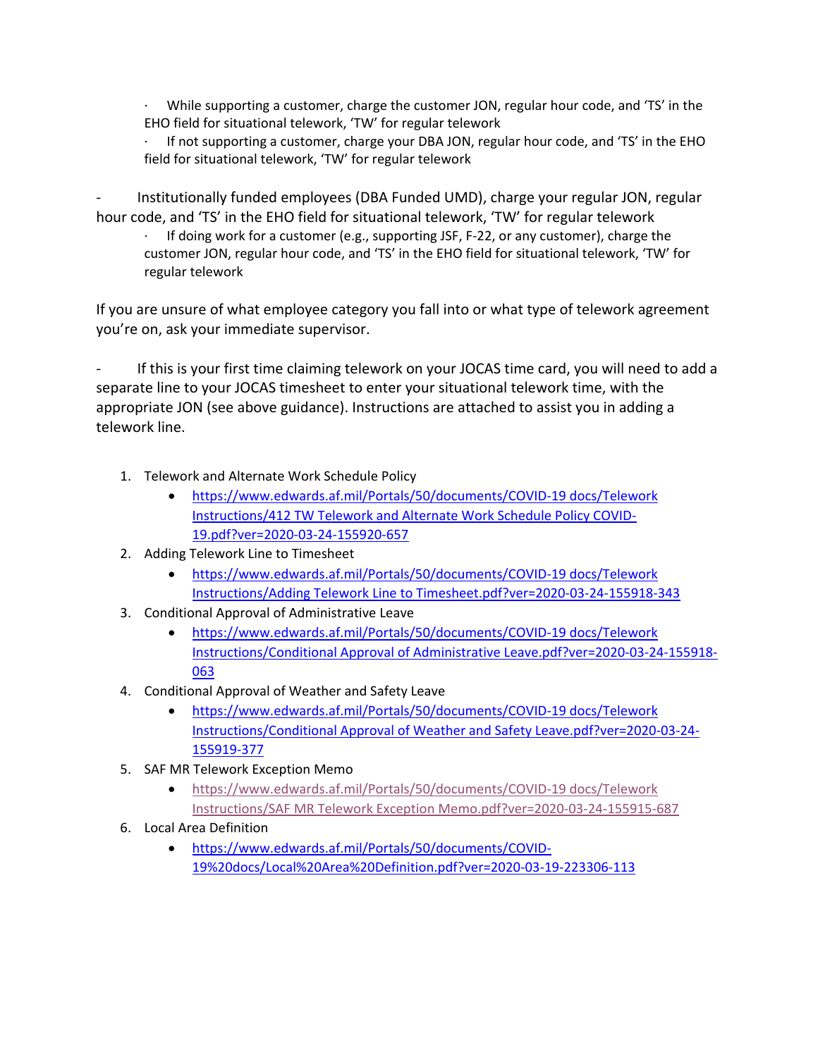- While supporting a customer, charge the customer JON, regular hour code, and 'TS' in the EHO field for situational telework, 'TW' for regular telework
- If not supporting a customer, charge your DBA JON, regular hour code, and 'TS' in the EHO field for situational telework, 'TW' for regular telework

- Institutionally funded employees (DBA Funded UMD), charge your regular JON, regular hour code, and 'TS' in the EHO field for situational telework, 'TW' for regular telework
  - If doing work for a customer (e.g., supporting JSF, F-22, or any customer), charge the customer JON, regular hour code, and 'TS' in the EHO field for situational telework, 'TW' for regular telework

If you are unsure of what employee category you fall into or what type of telework agreement you're on, ask your immediate supervisor.

- If this is your first time claiming telework on your JOCAS time card, you will need to add a separate line to your JOCAS timesheet to enter your situational telework time, with the appropriate JON (see above guidance). Instructions are attached to assist you in adding a telework line.

1. Telework and Alternate Work Schedule Policy
   - https://www.edwards.af.mil/Portals/50/documents/COVID-19 docs/Telework Instructions/412 TW Telework and Alternate Work Schedule Policy COVID-19.pdf?ver=2020-03-24-155920-657
2. Adding Telework Line to Timesheet
   - https://www.edwards.af.mil/Portals/50/documents/COVID-19 docs/Telework Instructions/Adding Telework Line to Timesheet.pdf?ver=2020-03-24-155918-343
3. Conditional Approval of Administrative Leave
   - https://www.edwards.af.mil/Portals/50/documents/COVID-19 docs/Telework Instructions/Conditional Approval of Administrative Leave.pdf?ver=2020-03-24-155918-063
4. Conditional Approval of Weather and Safety Leave
   - https://www.edwards.af.mil/Portals/50/documents/COVID-19 docs/Telework Instructions/Conditional Approval of Weather and Safety Leave.pdf?ver=2020-03-24-155919-377
5. SAF MR Telework Exception Memo
   - https://www.edwards.af.mil/Portals/50/documents/COVID-19 docs/Telework Instructions/SAF MR Telework Exception Memo.pdf?ver=2020-03-24-155915-687
6. Local Area Definition
   - https://www.edwards.af.mil/Portals/50/documents/COVID-19%20docs/Local%20Area%20Definition.pdf?ver=2020-03-19-223306-113